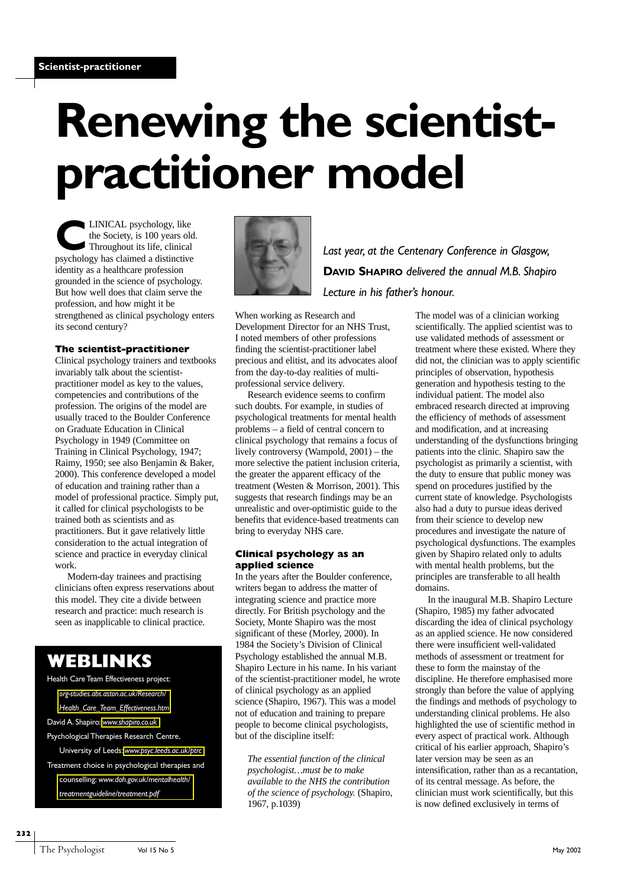# Renewing the scientist-practitioner model

*Last year, at the Centenary Conference in Glasgow,* **David Shapiro** *delivered the annual M.B. Shapiro Lecture in his father's honour.*

CLINICAL psychology, like the Society, is 100 years old. Throughout its life, clinical psychology has claimed a distinctive identity as a healthcare profession grounded in the science of psychology. But how well does that claim serve the profession, and how might it be strengthened as clinical psychology enters its second century?

## The scientist-practitioner

Clinical psychology trainers and textbooks invariably talk about the scientist-practitioner model as key to the values, competencies and contributions of the profession. The origins of the model are usually traced to the Boulder Conference on Graduate Education in Clinical Psychology in 1949 (Committee on Training in Clinical Psychology, 1947; Raimy, 1950; see also Benjamin & Baker, 2000). This conference developed a model of education and training rather than a model of professional practice. Simply put, it called for clinical psychologists to be trained both as scientists and as practitioners. But it gave relatively little consideration to the actual integration of science and practice in everyday clinical work.

Modern-day trainees and practising clinicians often express reservations about this model. They cite a divide between research and practice: much research is seen as inapplicable to clinical practice.

When working as Research and Development Director for an NHS Trust, I noted members of other professions finding the scientist-practitioner label precious and elitist, and its advocates aloof from the day-to-day realities of multi-professional service delivery.

Research evidence seems to confirm such doubts. For example, in studies of psychological treatments for mental health problems – a field of central concern to clinical psychology that remains a focus of lively controversy (Wampold, 2001) – the more selective the patient inclusion criteria, the greater the apparent efficacy of the treatment (Westen & Morrison, 2001). This suggests that research findings may be an unrealistic and over-optimistic guide to the benefits that evidence-based treatments can bring to everyday NHS care.

## Clinical psychology as an applied science

In the years after the Boulder conference, writers began to address the matter of integrating science and practice more directly. For British psychology and the Society, Monte Shapiro was the most significant of these (Morley, 2000). In 1984 the Society's Division of Clinical Psychology established the annual M.B. Shapiro Lecture in his name. In his variant of the scientist-practitioner model, he wrote of clinical psychology as an applied science (Shapiro, 1967). This was a model not of education and training to prepare people to become clinical psychologists, but of the discipline itself:

> *The essential function of the clinical psychologist…must be to make available to the NHS the contribution of the science of psychology.* (Shapiro, 1967, p.1039)

The model was of a clinician working scientifically. The applied scientist was to use validated methods of assessment or treatment where these existed. Where they did not, the clinician was to apply scientific principles of observation, hypothesis generation and hypothesis testing to the individual patient. The model also embraced research directed at improving the efficiency of methods of assessment and modification, and at increasing understanding of the dysfunctions bringing patients into the clinic. Shapiro saw the psychologist as primarily a scientist, with the duty to ensure that public money was spend on procedures justified by the current state of knowledge. Psychologists also had a duty to pursue ideas derived from their science to develop new procedures and investigate the nature of psychological dysfunctions. The examples given by Shapiro related only to adults with mental health problems, but the principles are transferable to all health domains.

In the inaugural M.B. Shapiro Lecture (Shapiro, 1985) my father advocated discarding the idea of clinical psychology as an applied science. He now considered there were insufficient well-validated methods of assessment or treatment for these to form the mainstay of the discipline. He therefore emphasised more strongly than before the value of applying the findings and methods of psychology to understanding clinical problems. He also highlighted the use of scientific method in every aspect of practical work. Although critical of his earlier approach, Shapiro's later version may be seen as an intensification, rather than as a recantation, of its central message. As before, the clinician must work scientifically, but this is now defined exclusively in terms of

## WEBLINKS

Health Care Team Effectiveness project: org-studies.abs.aston.ac.uk/Research/Health_Care_Team_Effectiveness.htm

David A. Shapiro: www.shapiro.co.uk

Psychological Therapies Research Centre, University of Leeds: www.psyc.leeds.ac.uk/ptrc

Treatment choice in psychological therapies and counselling: www.doh.gov.uk/mentalhealth/treatmentguideline/treatment.pdf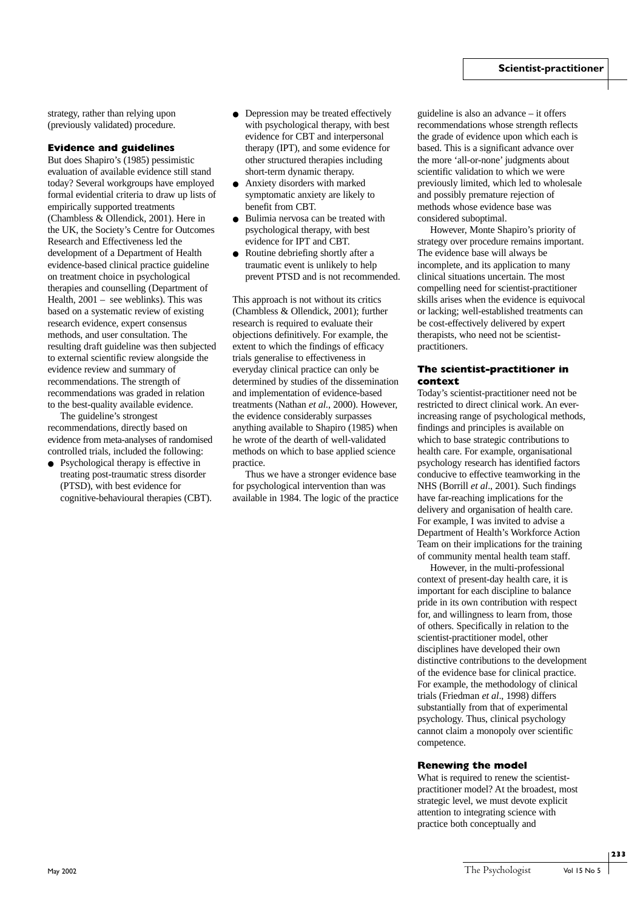strategy, rather than relying upon (previously validated) procedure.

### Evidence and guidelines

But does Shapiro's (1985) pessimistic evaluation of available evidence still stand today? Several workgroups have employed formal evidential criteria to draw up lists of empirically supported treatments (Chambless & Ollendick, 2001). Here in the UK, the Society's Centre for Outcomes Research and Effectiveness led the development of a Department of Health evidence-based clinical practice guideline on treatment choice in psychological therapies and counselling (Department of Health, 2001 – see weblinks). This was based on a systematic review of existing research evidence, expert consensus methods, and user consultation. The resulting draft guideline was then subjected to external scientific review alongside the evidence review and summary of recommendations. The strength of recommendations was graded in relation to the best-quality available evidence.

The guideline's strongest recommendations, directly based on evidence from meta-analyses of randomised controlled trials, included the following:

- Psychological therapy is effective in treating post-traumatic stress disorder (PTSD), with best evidence for cognitive-behavioural therapies (CBT).
- Depression may be treated effectively with psychological therapy, with best evidence for CBT and interpersonal therapy (IPT), and some evidence for other structured therapies including short-term dynamic therapy.
- Anxiety disorders with marked symptomatic anxiety are likely to benefit from CBT.
- Bulimia nervosa can be treated with psychological therapy, with best evidence for IPT and CBT.
- Routine debriefing shortly after a traumatic event is unlikely to help prevent PTSD and is not recommended.

This approach is not without its critics (Chambless & Ollendick, 2001); further research is required to evaluate their objections definitively. For example, the extent to which the findings of efficacy trials generalise to effectiveness in everyday clinical practice can only be determined by studies of the dissemination and implementation of evidence-based treatments (Nathan *et al.*, 2000). However, the evidence considerably surpasses anything available to Shapiro (1985) when he wrote of the dearth of well-validated methods on which to base applied science practice.

Thus we have a stronger evidence base for psychological intervention than was available in 1984. The logic of the practice guideline is also an advance – it offers recommendations whose strength reflects the grade of evidence upon which each is based. This is a significant advance over the more 'all-or-none' judgments about scientific validation to which we were previously limited, which led to wholesale and possibly premature rejection of methods whose evidence base was considered suboptimal.

However, Monte Shapiro's priority of strategy over procedure remains important. The evidence base will always be incomplete, and its application to many clinical situations uncertain. The most compelling need for scientist-practitioner skills arises when the evidence is equivocal or lacking; well-established treatments can be cost-effectively delivered by expert therapists, who need not be scientist-practitioners.

### The scientist-practitioner in context

Today's scientist-practitioner need not be restricted to direct clinical work. An ever-increasing range of psychological methods, findings and principles is available on which to base strategic contributions to health care. For example, organisational psychology research has identified factors conducive to effective teamworking in the NHS (Borrill *et al*., 2001). Such findings have far-reaching implications for the delivery and organisation of health care. For example, I was invited to advise a Department of Health's Workforce Action Team on their implications for the training of community mental health team staff.

However, in the multi-professional context of present-day health care, it is important for each discipline to balance pride in its own contribution with respect for, and willingness to learn from, those of others. Specifically in relation to the scientist-practitioner model, other disciplines have developed their own distinctive contributions to the development of the evidence base for clinical practice. For example, the methodology of clinical trials (Friedman *et al*., 1998) differs substantially from that of experimental psychology. Thus, clinical psychology cannot claim a monopoly over scientific competence.

### Renewing the model

What is required to renew the scientist-practitioner model? At the broadest, most strategic level, we must devote explicit attention to integrating science with practice both conceptually and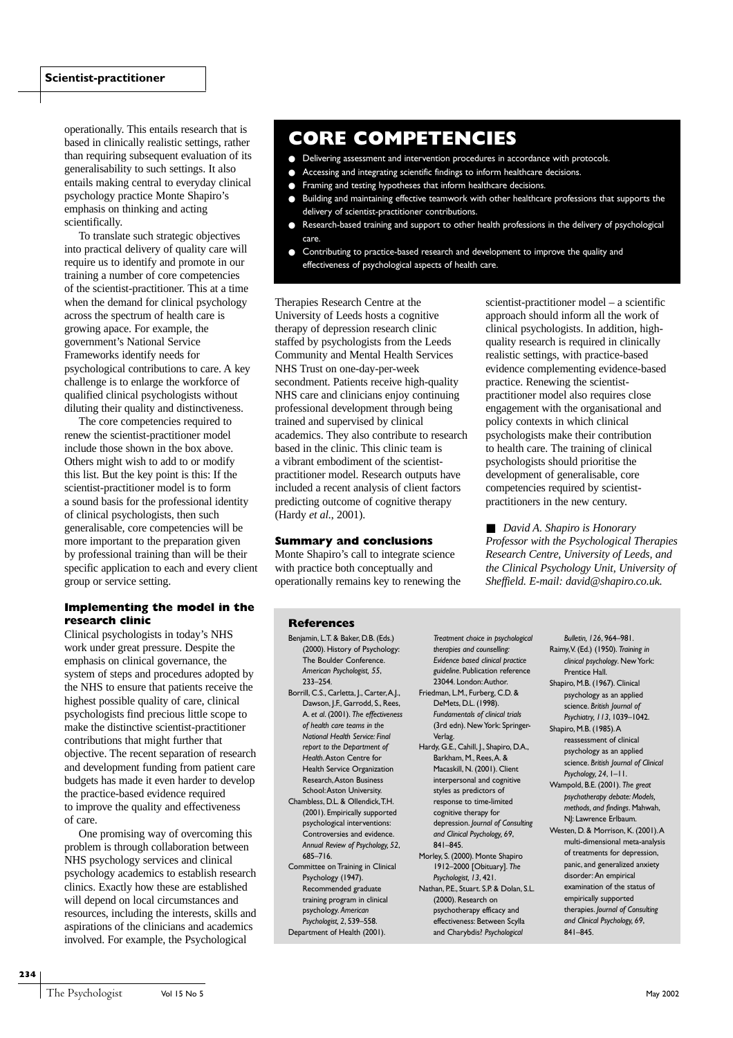operationally. This entails research that is based in clinically realistic settings, rather than requiring subsequent evaluation of its generalisability to such settings. It also entails making central to everyday clinical psychology practice Monte Shapiro's emphasis on thinking and acting scientifically.

To translate such strategic objectives into practical delivery of quality care will require us to identify and promote in our training a number of core competencies of the scientist-practitioner. This at a time when the demand for clinical psychology across the spectrum of health care is growing apace. For example, the government's National Service Frameworks identify needs for psychological contributions to care. A key challenge is to enlarge the workforce of qualified clinical psychologists without diluting their quality and distinctiveness.

The core competencies required to renew the scientist-practitioner model include those shown in the box above. Others might wish to add to or modify this list. But the key point is this: If the scientist-practitioner model is to form a sound basis for the professional identity of clinical psychologists, then such generalisable, core competencies will be more important to the preparation given by professional training than will be their specific application to each and every client group or service setting.

## CORE COMPETENCIES

- Delivering assessment and intervention procedures in accordance with protocols.
- Accessing and integrating scientific findings to inform healthcare decisions.
- Framing and testing hypotheses that inform healthcare decisions.
- Building and maintaining effective teamwork with other healthcare professions that supports the delivery of scientist-practitioner contributions.
- Research-based training and support to other health professions in the delivery of psychological care.
- Contributing to practice-based research and development to improve the quality and effectiveness of psychological aspects of health care.

### Implementing the model in the research clinic

Clinical psychologists in today's NHS work under great pressure. Despite the emphasis on clinical governance, the system of steps and procedures adopted by the NHS to ensure that patients receive the highest possible quality of care, clinical psychologists find precious little scope to make the distinctive scientist-practitioner contributions that might further that objective. The recent separation of research and development funding from patient care budgets has made it even harder to develop the practice-based evidence required to improve the quality and effectiveness of care.

One promising way of overcoming this problem is through collaboration between NHS psychology services and clinical psychology academics to establish research clinics. Exactly how these are established will depend on local circumstances and resources, including the interests, skills and aspirations of the clinicians and academics involved. For example, the Psychological Therapies Research Centre at the University of Leeds hosts a cognitive therapy of depression research clinic staffed by psychologists from the Leeds Community and Mental Health Services NHS Trust on one-day-per-week secondment. Patients receive high-quality NHS care and clinicians enjoy continuing professional development through being trained and supervised by clinical academics. They also contribute to research based in the clinic. This clinic team is a vibrant embodiment of the scientist-practitioner model. Research outputs have included a recent analysis of client factors predicting outcome of cognitive therapy (Hardy *et al.*, 2001).

### Summary and conclusions

Monte Shapiro's call to integrate science with practice both conceptually and operationally remains key to renewing the scientist-practitioner model – a scientific approach should inform all the work of clinical psychologists. In addition, high-quality research is required in clinically realistic settings, with practice-based evidence complementing evidence-based practice. Renewing the scientist-practitioner model also requires close engagement with the organisational and policy contexts in which clinical psychologists make their contribution to health care. The training of clinical psychologists should prioritise the development of generalisable, core competencies required by scientist-practitioners in the new century.

■ *David A. Shapiro is Honorary Professor with the Psychological Therapies Research Centre, University of Leeds, and the Clinical Psychology Unit, University of Sheffield. E-mail: david@shapiro.co.uk.*

### References

Benjamin, L.T. & Baker, D.B. (Eds.) (2000). History of Psychology: The Boulder Conference. *American Psychologist, 55*, 233–254.

Borrill, C.S., Carletta, J., Carter, A.J., Dawson, J.F., Garrodd, S., Rees, A. *et al.* (2001). *The effectiveness of health care teams in the National Health Service: Final report to the Department of Health.* Aston Centre for Health Service Organization Research, Aston Business School: Aston University.

Chambless, D.L. & Ollendick, T.H. (2001). Empirically supported psychological interventions: Controversies and evidence. *Annual Review of Psychology, 52*, 685–716.

Committee on Training in Clinical Psychology (1947). Recommended graduate training program in clinical psychology. *American Psychologist, 2*, 539–558.

Department of Health (2001). *Treatment choice in psychological therapies and counselling: Evidence based clinical practice guideline.* Publication reference 23044. London: Author.

Friedman, L.M., Furberg, C.D. & DeMets, D.L. (1998). *Fundamentals of clinical trials* (3rd edn). New York: Springer-Verlag.

Hardy, G.E., Cahill, J., Shapiro, D.A., Barkham, M., Rees, A. & Macaskill, N. (2001). Client interpersonal and cognitive styles as predictors of response to time-limited cognitive therapy for depression. *Journal of Consulting and Clinical Psychology, 69*, 841–845.

Morley, S. (2000). Monte Shapiro 1912–2000 [Obituary]. *The Psychologist, 13*, 421.

Nathan, P.E., Stuart. S.P. & Dolan, S.L. (2000). Research on psychotherapy efficacy and effectiveness: Between Scylla and Charybdis? *Psychological Bulletin, 126*, 964–981.

Raimy, V. (Ed.) (1950). *Training in clinical psychology*. New York: Prentice Hall.

Shapiro, M.B. (1967). Clinical psychology as an applied science. *British Journal of Psychiatry, 113*, 1039–1042.

Shapiro, M.B. (1985). A reassessment of clinical psychology as an applied science. *British Journal of Clinical Psychology, 24*, 1–11.

Wampold, B.E. (2001). *The great psychotherapy debate: Models, methods, and findings*. Mahwah, NJ: Lawrence Erlbaum.

Westen, D. & Morrison, K. (2001). A multi-dimensional meta-analysis of treatments for depression, panic, and generalized anxiety disorder: An empirical examination of the status of empirically supported therapies. *Journal of Consulting and Clinical Psychology, 69*, 841–845.